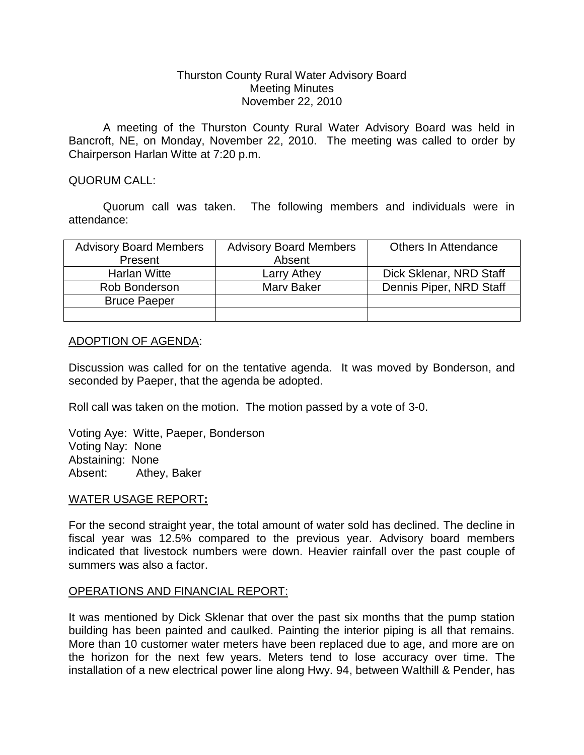# Thurston County Rural Water Advisory Board
## Meeting Minutes
### November 22, 2010

A meeting of the Thurston County Rural Water Advisory Board was held in Bancroft, NE, on Monday, November 22, 2010. The meeting was called to order by Chairperson Harlan Witte at 7:20 p.m.

QUORUM CALL:

Quorum call was taken. The following members and individuals were in attendance:

| Advisory Board Members Present | Advisory Board Members Absent | Others In Attendance |
|---|---|---|
| Harlan Witte | Larry Athey | Dick Sklenar, NRD Staff |
| Rob Bonderson | Marv Baker | Dennis Piper, NRD Staff |
| Bruce Paeper | | |
| | | |

ADOPTION OF AGENDA:

Discussion was called for on the tentative agenda. It was moved by Bonderson, and seconded by Paeper, that the agenda be adopted.

Roll call was taken on the motion. The motion passed by a vote of 3-0.

Voting Aye: Witte, Paeper, Bonderson
Voting Nay: None
Abstaining: None
Absent: Athey, Baker

**WATER USAGE REPORT:**

For the second straight year, the total amount of water sold has declined. The decline in fiscal year was 12.5% compared to the previous year. Advisory board members indicated that livestock numbers were down. Heavier rainfall over the past couple of summers was also a factor.

OPERATIONS AND FINANCIAL REPORT:

It was mentioned by Dick Sklenar that over the past six months that the pump station building has been painted and caulked. Painting the interior piping is all that remains. More than 10 customer water meters have been replaced due to age, and more are on the horizon for the next few years. Meters tend to lose accuracy over time. The installation of a new electrical power line along Hwy. 94, between Walthill & Pender, has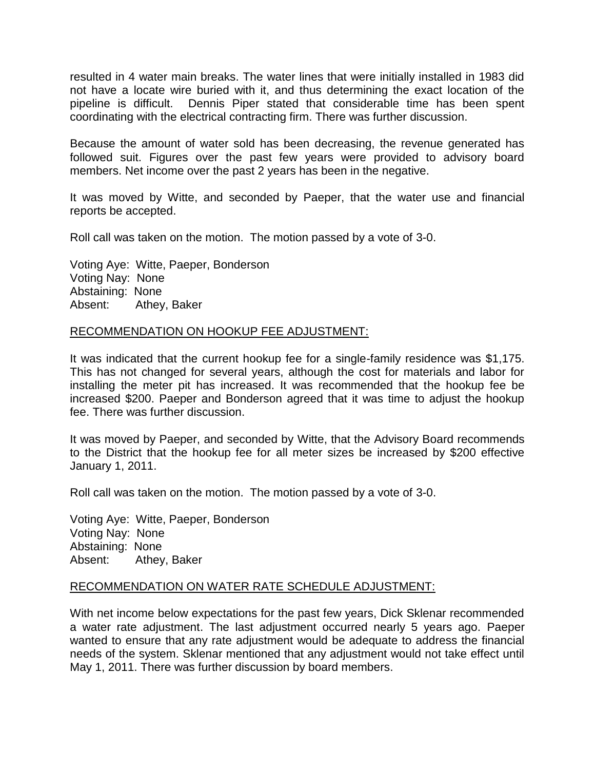resulted in 4 water main breaks. The water lines that were initially installed in 1983 did not have a locate wire buried with it, and thus determining the exact location of the pipeline is difficult. Dennis Piper stated that considerable time has been spent coordinating with the electrical contracting firm. There was further discussion.

Because the amount of water sold has been decreasing, the revenue generated has followed suit. Figures over the past few years were provided to advisory board members. Net income over the past 2 years has been in the negative.

It was moved by Witte, and seconded by Paeper, that the water use and financial reports be accepted.

Roll call was taken on the motion. The motion passed by a vote of 3-0.

Voting Aye: Witte, Paeper, Bonderson
Voting Nay: None
Abstaining: None
Absent: Athey, Baker

RECOMMENDATION ON HOOKUP FEE ADJUSTMENT:

It was indicated that the current hookup fee for a single-family residence was $1,175. This has not changed for several years, although the cost for materials and labor for installing the meter pit has increased. It was recommended that the hookup fee be increased $200. Paeper and Bonderson agreed that it was time to adjust the hookup fee. There was further discussion.

It was moved by Paeper, and seconded by Witte, that the Advisory Board recommends to the District that the hookup fee for all meter sizes be increased by $200 effective January 1, 2011.

Roll call was taken on the motion. The motion passed by a vote of 3-0.

Voting Aye: Witte, Paeper, Bonderson
Voting Nay: None
Abstaining: None
Absent: Athey, Baker

RECOMMENDATION ON WATER RATE SCHEDULE ADJUSTMENT:

With net income below expectations for the past few years, Dick Sklenar recommended a water rate adjustment. The last adjustment occurred nearly 5 years ago. Paeper wanted to ensure that any rate adjustment would be adequate to address the financial needs of the system. Sklenar mentioned that any adjustment would not take effect until May 1, 2011. There was further discussion by board members.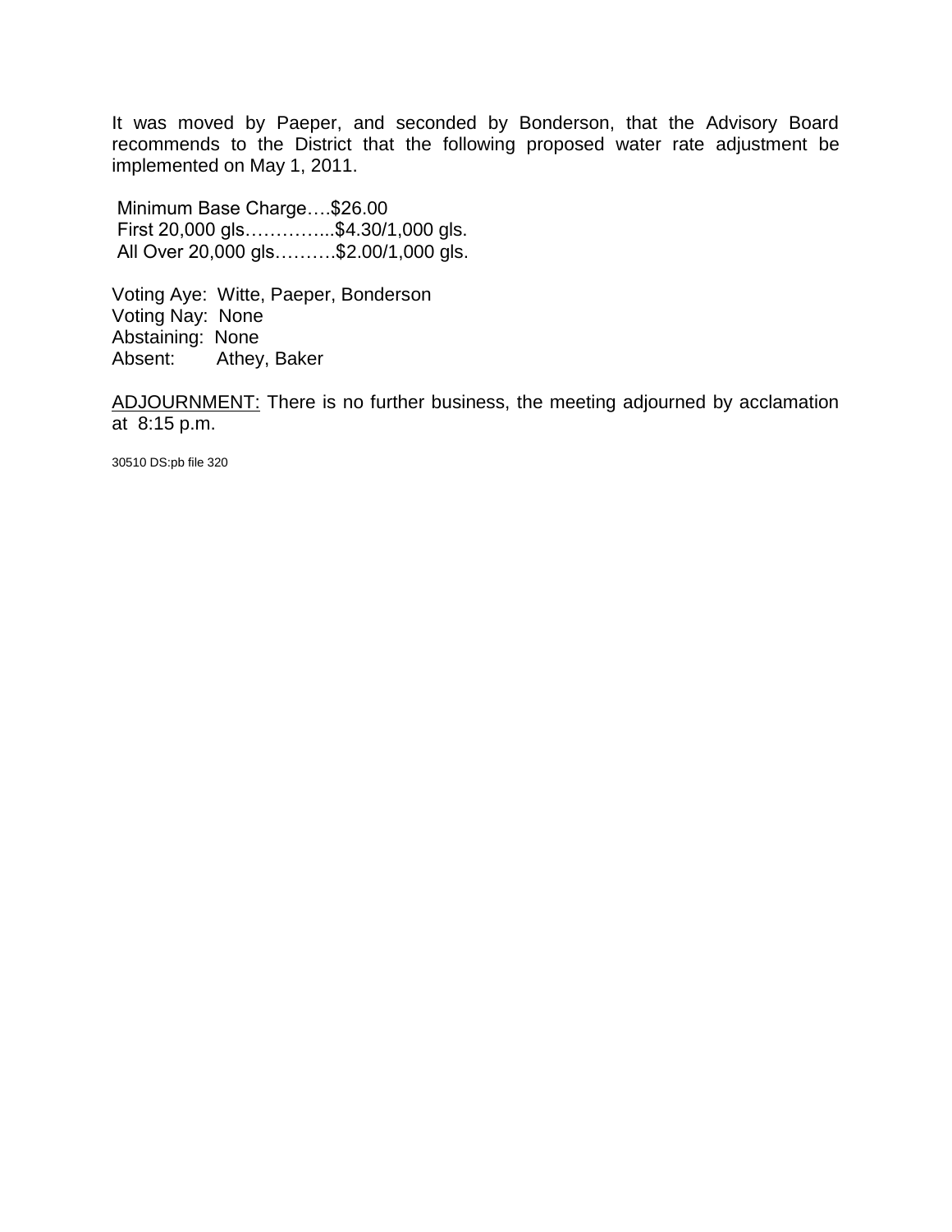It was moved by Paeper, and seconded by Bonderson, that the Advisory Board recommends to the District that the following proposed water rate adjustment be implemented on May 1, 2011.

Minimum Base Charge….$26.00
First 20,000 gls…………...$4.30/1,000 gls.
All Over 20,000 gls……….$2.00/1,000 gls.

Voting Aye: Witte, Paeper, Bonderson
Voting Nay: None
Abstaining: None
Absent: Athey, Baker

ADJOURNMENT: There is no further business, the meeting adjourned by acclamation at 8:15 p.m.

30510 DS:pb file 320